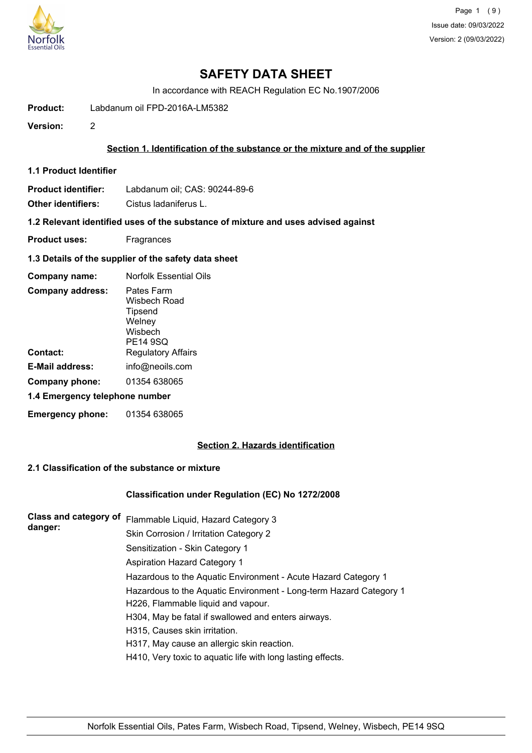# SAFETY DATA SHEET

In accordance with REACH Regulation EC No.1907/2006

**Product:** Labdanum oil FPD-2016A-LM5382

**Version:** 2

## Section 1. Identification of the substance or the mixture and of the supplier

### 1.1 Product Identifier

**Product identifier:** Labdanum oil; CAS: 90244-89-6

**Other identifiers:** Cistus ladaniferus L.

### 1.2 Relevant identified uses of the substance of mixture and uses advised against

**Product uses:** Fragrances

### 1.3 Details of the supplier of the safety data sheet

**Company name:** Norfolk Essential Oils

**Company address:** Pates Farm
Wisbech Road
Tipsend
Welney
Wisbech
PE14 9SQ

**Contact:** Regulatory Affairs

**E-Mail address:** info@neoils.com

**Company phone:** 01354 638065

### 1.4 Emergency telephone number

**Emergency phone:** 01354 638065

## Section 2. Hazards identification

### 2.1 Classification of the substance or mixture

**Classification under Regulation (EC) No 1272/2008**

**Class and category of danger:**

Flammable Liquid, Hazard Category 3
Skin Corrosion / Irritation Category 2
Sensitization - Skin Category 1
Aspiration Hazard Category 1
Hazardous to the Aquatic Environment - Acute Hazard Category 1
Hazardous to the Aquatic Environment - Long-term Hazard Category 1
H226, Flammable liquid and vapour.
H304, May be fatal if swallowed and enters airways.
H315, Causes skin irritation.
H317, May cause an allergic skin reaction.
H410, Very toxic to aquatic life with long lasting effects.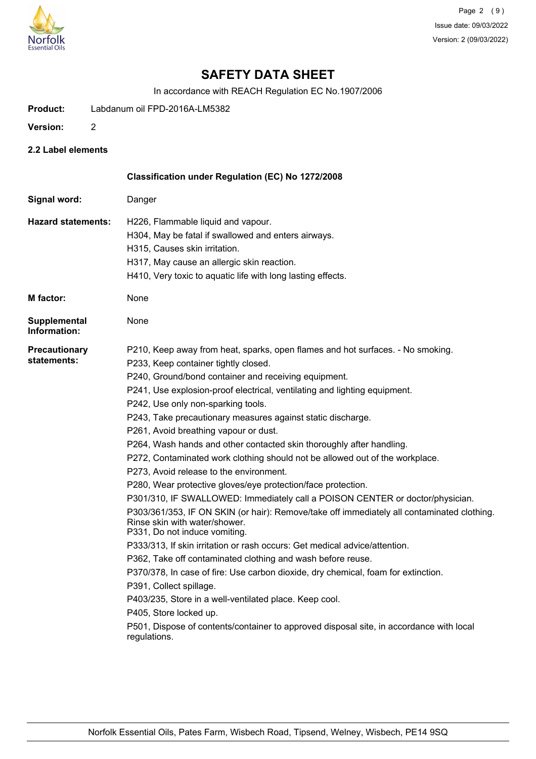# SAFETY DATA SHEET

In accordance with REACH Regulation EC No.1907/2006

**Product:** Labdanum oil FPD-2016A-LM5382

**Version:** 2

## 2.2 Label elements

**Classification under Regulation (EC) No 1272/2008**

**Signal word:** Danger

**Hazard statements:**

H226, Flammable liquid and vapour.
H304, May be fatal if swallowed and enters airways.
H315, Causes skin irritation.
H317, May cause an allergic skin reaction.
H410, Very toxic to aquatic life with long lasting effects.

**M factor:** None

**Supplemental Information:** None

**Precautionary statements:**

P210, Keep away from heat, sparks, open flames and hot surfaces. - No smoking.
P233, Keep container tightly closed.
P240, Ground/bond container and receiving equipment.
P241, Use explosion-proof electrical, ventilating and lighting equipment.
P242, Use only non-sparking tools.
P243, Take precautionary measures against static discharge.
P261, Avoid breathing vapour or dust.
P264, Wash hands and other contacted skin thoroughly after handling.
P272, Contaminated work clothing should not be allowed out of the workplace.
P273, Avoid release to the environment.
P280, Wear protective gloves/eye protection/face protection.
P301/310, IF SWALLOWED: Immediately call a POISON CENTER or doctor/physician.
P303/361/353, IF ON SKIN (or hair): Remove/take off immediately all contaminated clothing. Rinse skin with water/shower.
P331, Do not induce vomiting.
P333/313, If skin irritation or rash occurs: Get medical advice/attention.
P362, Take off contaminated clothing and wash before reuse.
P370/378, In case of fire: Use carbon dioxide, dry chemical, foam for extinction.
P391, Collect spillage.
P403/235, Store in a well-ventilated place. Keep cool.
P405, Store locked up.
P501, Dispose of contents/container to approved disposal site, in accordance with local regulations.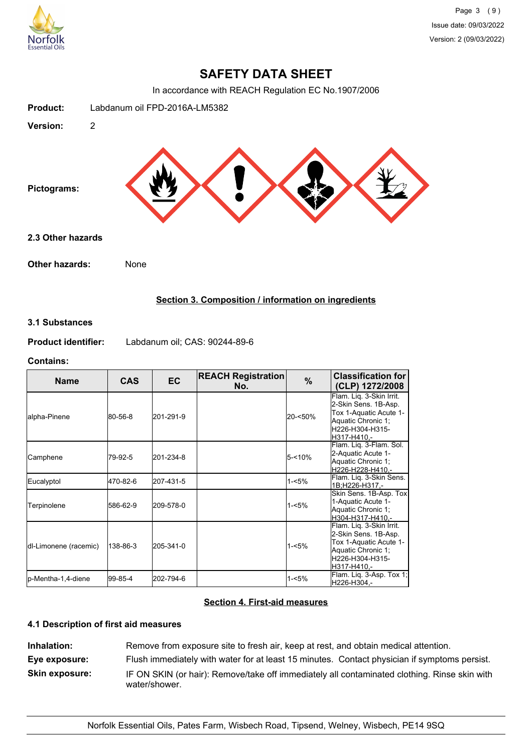# SAFETY DATA SHEET

In accordance with REACH Regulation EC No.1907/2006

**Product:** Labdanum oil FPD-2016A-LM5382

**Version:** 2

**Pictograms:**

### 2.3 Other hazards

**Other hazards:** None

## Section 3. Composition / information on ingredients

### 3.1 Substances

**Product identifier:** Labdanum oil; CAS: 90244-89-6

**Contains:**

| Name | CAS | EC | REACH Registration No. | % | Classification for (CLP) 1272/2008 |
|---|---|---|---|---|---|
| alpha-Pinene | 80-56-8 | 201-291-9 | | 20-<50% | Flam. Liq. 3-Skin Irrit. 2-Skin Sens. 1B-Asp. Tox 1-Aquatic Acute 1-Aquatic Chronic 1;H226-H304-H315-H317-H410,- |
| Camphene | 79-92-5 | 201-234-8 | | 5-<10% | Flam. Liq. 3-Flam. Sol. 2-Aquatic Acute 1-Aquatic Chronic 1;H226-H228-H410,- |
| Eucalyptol | 470-82-6 | 207-431-5 | | 1-<5% | Flam. Liq. 3-Skin Sens. 1B;H226-H317,- |
| Terpinolene | 586-62-9 | 209-578-0 | | 1-<5% | Skin Sens. 1B-Asp. Tox 1-Aquatic Acute 1-Aquatic Chronic 1;H304-H317-H410,- |
| dl-Limonene (racemic) | 138-86-3 | 205-341-0 | | 1-<5% | Flam. Liq. 3-Skin Irrit. 2-Skin Sens. 1B-Asp. Tox 1-Aquatic Acute 1-Aquatic Chronic 1;H226-H304-H315-H317-H410,- |
| p-Mentha-1,4-diene | 99-85-4 | 202-794-6 | | 1-<5% | Flam. Liq. 3-Asp. Tox 1;H226-H304,- |

## Section 4. First-aid measures

### 4.1 Description of first aid measures

**Inhalation:** Remove from exposure site to fresh air, keep at rest, and obtain medical attention.

**Eye exposure:** Flush immediately with water for at least 15 minutes. Contact physician if symptoms persist.

**Skin exposure:** IF ON SKIN (or hair): Remove/take off immediately all contaminated clothing. Rinse skin with water/shower.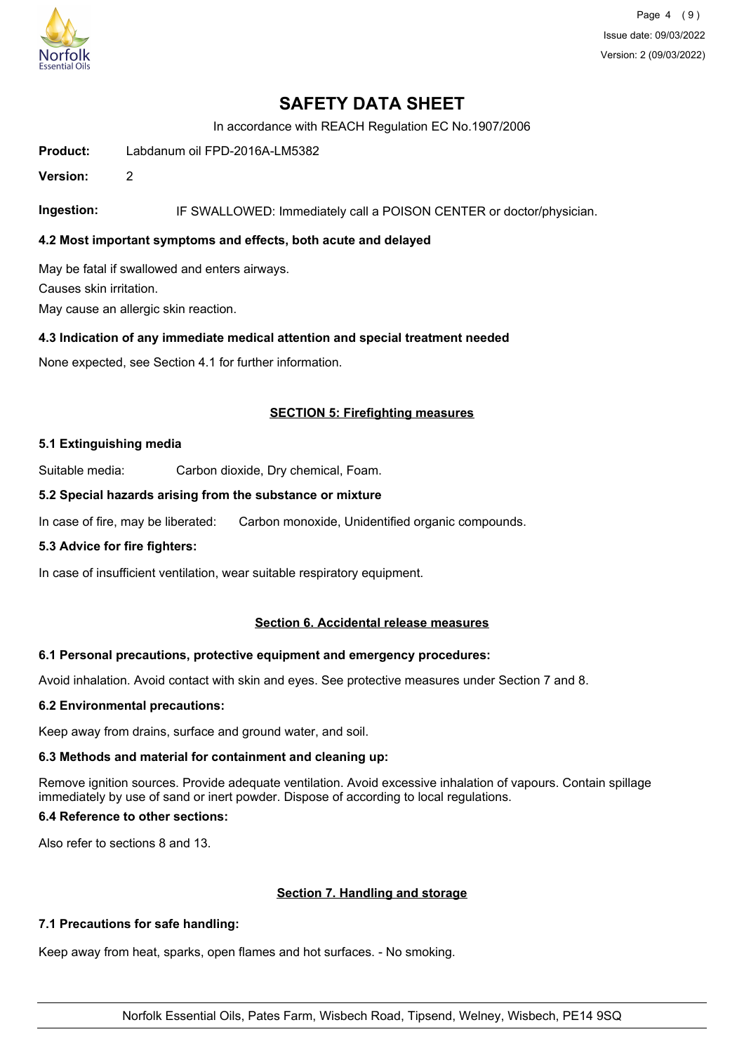# SAFETY DATA SHEET

In accordance with REACH Regulation EC No.1907/2006

**Product:** Labdanum oil FPD-2016A-LM5382

**Version:** 2

**Ingestion:** IF SWALLOWED: Immediately call a POISON CENTER or doctor/physician.

### 4.2 Most important symptoms and effects, both acute and delayed

May be fatal if swallowed and enters airways.

Causes skin irritation.

May cause an allergic skin reaction.

### 4.3 Indication of any immediate medical attention and special treatment needed

None expected, see Section 4.1 for further information.

## SECTION 5: Firefighting measures

### 5.1 Extinguishing media

Suitable media: Carbon dioxide, Dry chemical, Foam.

### 5.2 Special hazards arising from the substance or mixture

In case of fire, may be liberated: Carbon monoxide, Unidentified organic compounds.

### 5.3 Advice for fire fighters:

In case of insufficient ventilation, wear suitable respiratory equipment.

## Section 6. Accidental release measures

### 6.1 Personal precautions, protective equipment and emergency procedures:

Avoid inhalation. Avoid contact with skin and eyes. See protective measures under Section 7 and 8.

### 6.2 Environmental precautions:

Keep away from drains, surface and ground water, and soil.

### 6.3 Methods and material for containment and cleaning up:

Remove ignition sources. Provide adequate ventilation. Avoid excessive inhalation of vapours. Contain spillage immediately by use of sand or inert powder. Dispose of according to local regulations.

### 6.4 Reference to other sections:

Also refer to sections 8 and 13.

## Section 7. Handling and storage

### 7.1 Precautions for safe handling:

Keep away from heat, sparks, open flames and hot surfaces. - No smoking.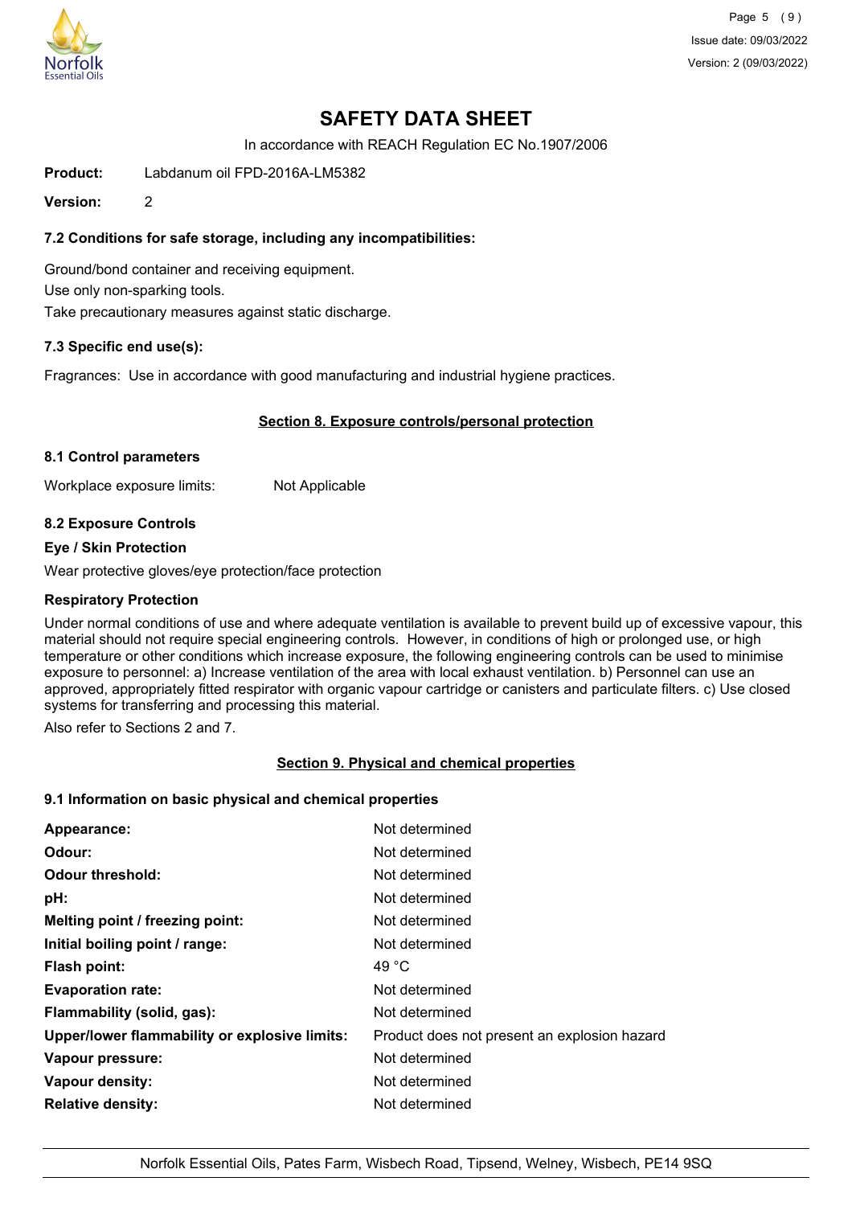# SAFETY DATA SHEET

In accordance with REACH Regulation EC No.1907/2006

**Product:** Labdanum oil FPD-2016A-LM5382

**Version:** 2

### 7.2 Conditions for safe storage, including any incompatibilities:

Ground/bond container and receiving equipment.

Use only non-sparking tools.

Take precautionary measures against static discharge.

### 7.3 Specific end use(s):

Fragrances: Use in accordance with good manufacturing and industrial hygiene practices.

## Section 8. Exposure controls/personal protection

### 8.1 Control parameters

Workplace exposure limits: Not Applicable

### 8.2 Exposure Controls

**Eye / Skin Protection**

Wear protective gloves/eye protection/face protection

**Respiratory Protection**

Under normal conditions of use and where adequate ventilation is available to prevent build up of excessive vapour, this material should not require special engineering controls. However, in conditions of high or prolonged use, or high temperature or other conditions which increase exposure, the following engineering controls can be used to minimise exposure to personnel: a) Increase ventilation of the area with local exhaust ventilation. b) Personnel can use an approved, appropriately fitted respirator with organic vapour cartridge or canisters and particulate filters. c) Use closed systems for transferring and processing this material.

Also refer to Sections 2 and 7.

## Section 9. Physical and chemical properties

### 9.1 Information on basic physical and chemical properties

| | |
|---|---|
| **Appearance:** | Not determined |
| **Odour:** | Not determined |
| **Odour threshold:** | Not determined |
| **pH:** | Not determined |
| **Melting point / freezing point:** | Not determined |
| **Initial boiling point / range:** | Not determined |
| **Flash point:** | 49 °C |
| **Evaporation rate:** | Not determined |
| **Flammability (solid, gas):** | Not determined |
| **Upper/lower flammability or explosive limits:** | Product does not present an explosion hazard |
| **Vapour pressure:** | Not determined |
| **Vapour density:** | Not determined |
| **Relative density:** | Not determined |

Norfolk Essential Oils, Pates Farm, Wisbech Road, Tipsend, Welney, Wisbech, PE14 9SQ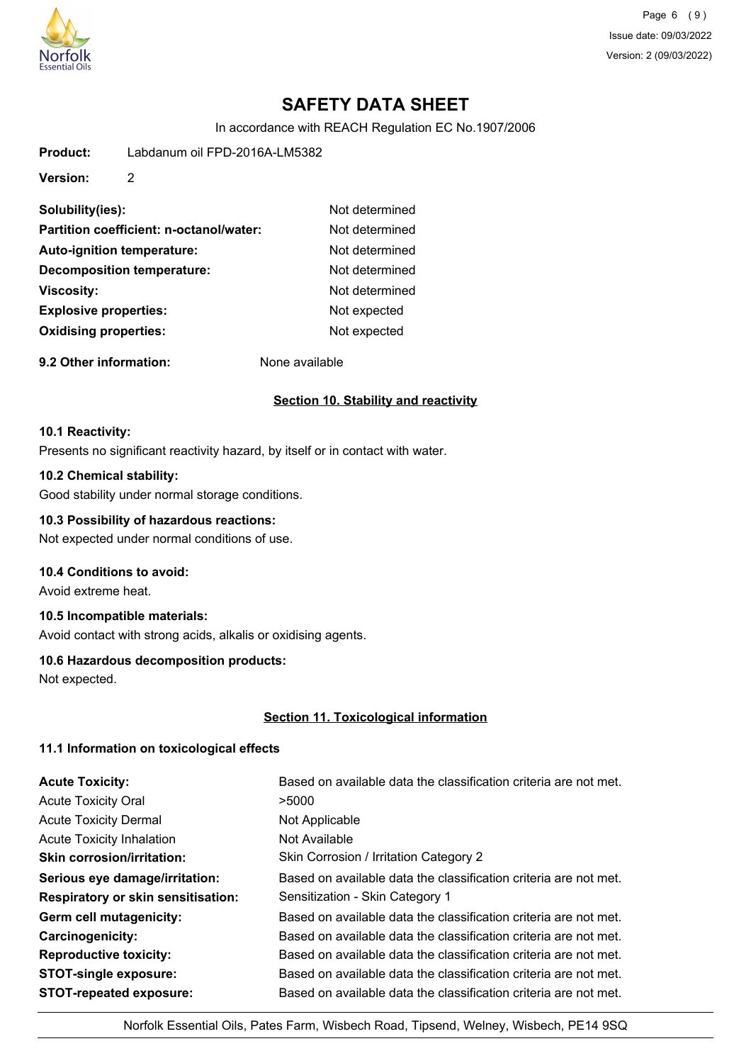# SAFETY DATA SHEET

In accordance with REACH Regulation EC No.1907/2006

**Product:** Labdanum oil FPD-2016A-LM5382

**Version:** 2

| | |
|---|---|
| **Solubility(ies):** | Not determined |
| **Partition coefficient: n-octanol/water:** | Not determined |
| **Auto-ignition temperature:** | Not determined |
| **Decomposition temperature:** | Not determined |
| **Viscosity:** | Not determined |
| **Explosive properties:** | Not expected |
| **Oxidising properties:** | Not expected |

**9.2 Other information:** None available

## Section 10. Stability and reactivity

**10.1 Reactivity:**

Presents no significant reactivity hazard, by itself or in contact with water.

**10.2 Chemical stability:**

Good stability under normal storage conditions.

**10.3 Possibility of hazardous reactions:**

Not expected under normal conditions of use.

**10.4 Conditions to avoid:**

Avoid extreme heat.

**10.5 Incompatible materials:**

Avoid contact with strong acids, alkalis or oxidising agents.

**10.6 Hazardous decomposition products:**

Not expected.

## Section 11. Toxicological information

**11.1 Information on toxicological effects**

| | |
|---|---|
| **Acute Toxicity:** | Based on available data the classification criteria are not met. |
| Acute Toxicity Oral | >5000 |
| Acute Toxicity Dermal | Not Applicable |
| Acute Toxicity Inhalation | Not Available |
| **Skin corrosion/irritation:** | Skin Corrosion / Irritation Category 2 |
| **Serious eye damage/irritation:** | Based on available data the classification criteria are not met. |
| **Respiratory or skin sensitisation:** | Sensitization - Skin Category 1 |
| **Germ cell mutagenicity:** | Based on available data the classification criteria are not met. |
| **Carcinogenicity:** | Based on available data the classification criteria are not met. |
| **Reproductive toxicity:** | Based on available data the classification criteria are not met. |
| **STOT-single exposure:** | Based on available data the classification criteria are not met. |
| **STOT-repeated exposure:** | Based on available data the classification criteria are not met. |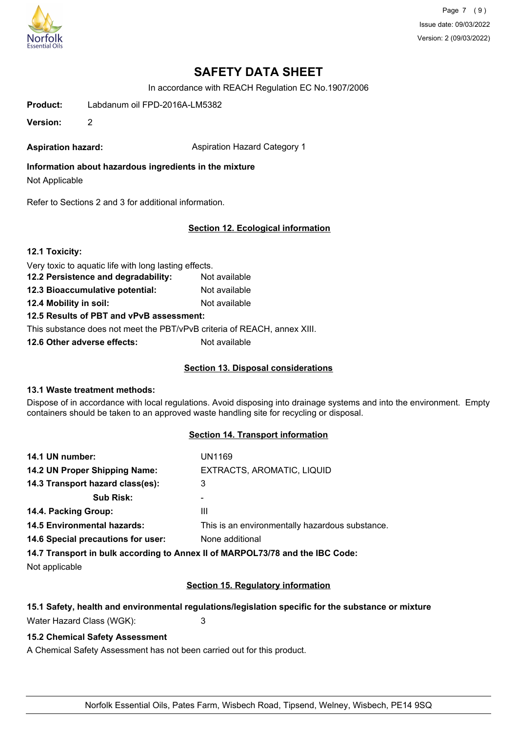# SAFETY DATA SHEET

In accordance with REACH Regulation EC No.1907/2006

**Product:** Labdanum oil FPD-2016A-LM5382

**Version:** 2

**Aspiration hazard:** Aspiration Hazard Category 1

**Information about hazardous ingredients in the mixture**

Not Applicable

Refer to Sections 2 and 3 for additional information.

## Section 12. Ecological information

**12.1 Toxicity:**

Very toxic to aquatic life with long lasting effects.

**12.2 Persistence and degradability:** Not available

**12.3 Bioaccumulative potential:** Not available

**12.4 Mobility in soil:** Not available

**12.5 Results of PBT and vPvB assessment:**

This substance does not meet the PBT/vPvB criteria of REACH, annex XIII.

**12.6 Other adverse effects:** Not available

## Section 13. Disposal considerations

**13.1 Waste treatment methods:**

Dispose of in accordance with local regulations. Avoid disposing into drainage systems and into the environment. Empty containers should be taken to an approved waste handling site for recycling or disposal.

## Section 14. Transport information

**14.1 UN number:** UN1169

**14.2 UN Proper Shipping Name:** EXTRACTS, AROMATIC, LIQUID

**14.3 Transport hazard class(es):** 3

**Sub Risk:** -

**14.4. Packing Group:** III

**14.5 Environmental hazards:** This is an environmentally hazardous substance.

**14.6 Special precautions for user:** None additional

**14.7 Transport in bulk according to Annex II of MARPOL73/78 and the IBC Code:**

Not applicable

## Section 15. Regulatory information

**15.1 Safety, health and environmental regulations/legislation specific for the substance or mixture**

Water Hazard Class (WGK): 3

**15.2 Chemical Safety Assessment**

A Chemical Safety Assessment has not been carried out for this product.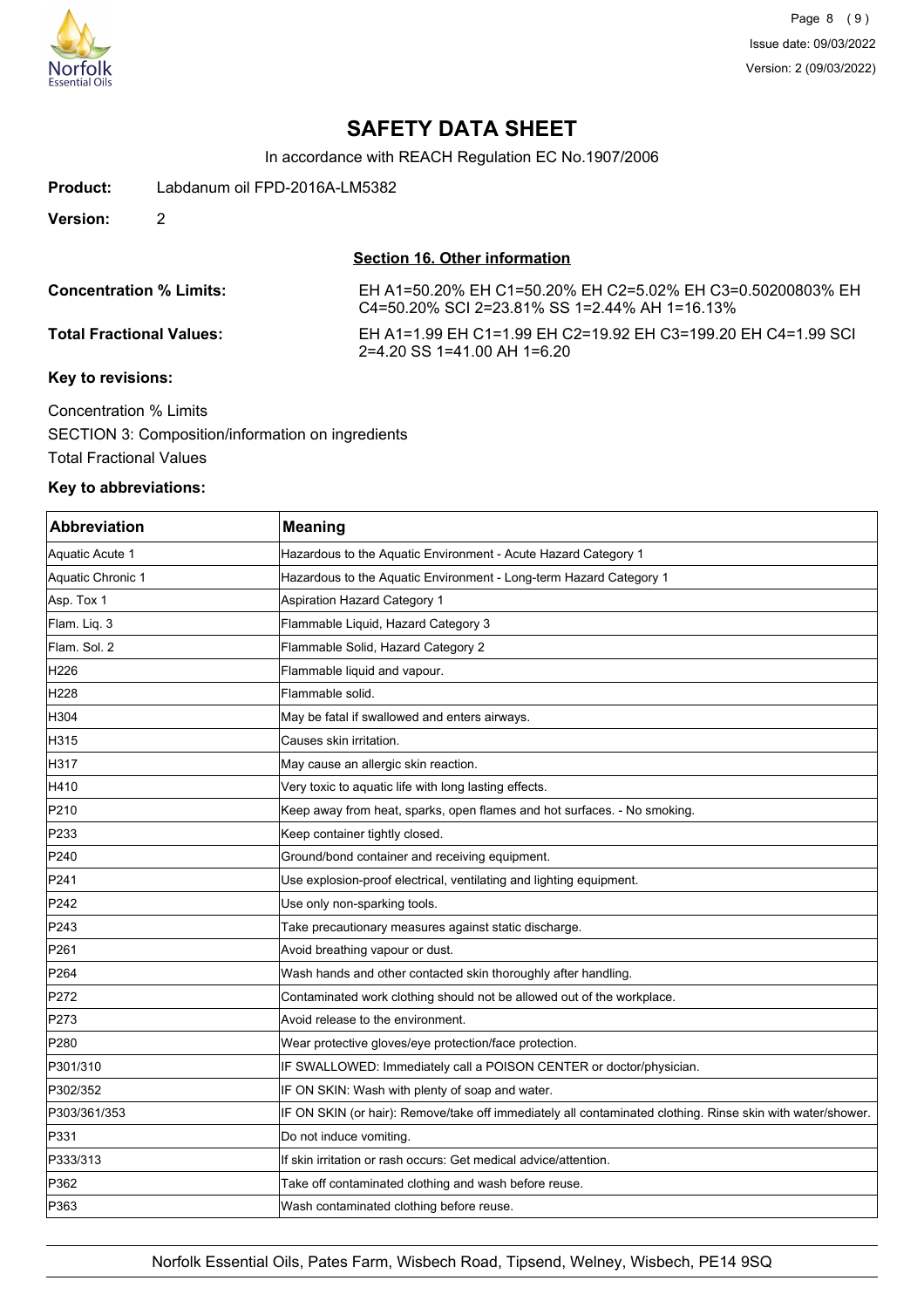# SAFETY DATA SHEET

In accordance with REACH Regulation EC No.1907/2006

**Product:** Labdanum oil FPD-2016A-LM5382

**Version:** 2

## Section 16. Other information

**Concentration % Limits:** EH A1=50.20% EH C1=50.20% EH C2=5.02% EH C3=0.50200803% EH C4=50.20% SCI 2=23.81% SS 1=2.44% AH 1=16.13%

**Total Fractional Values:** EH A1=1.99 EH C1=1.99 EH C2=19.92 EH C3=199.20 EH C4=1.99 SCI 2=4.20 SS 1=41.00 AH 1=6.20

**Key to revisions:**

Concentration % Limits

SECTION 3: Composition/information on ingredients

Total Fractional Values

**Key to abbreviations:**

| Abbreviation | Meaning |
|---|---|
| Aquatic Acute 1 | Hazardous to the Aquatic Environment - Acute Hazard Category 1 |
| Aquatic Chronic 1 | Hazardous to the Aquatic Environment - Long-term Hazard Category 1 |
| Asp. Tox 1 | Aspiration Hazard Category 1 |
| Flam. Liq. 3 | Flammable Liquid, Hazard Category 3 |
| Flam. Sol. 2 | Flammable Solid, Hazard Category 2 |
| H226 | Flammable liquid and vapour. |
| H228 | Flammable solid. |
| H304 | May be fatal if swallowed and enters airways. |
| H315 | Causes skin irritation. |
| H317 | May cause an allergic skin reaction. |
| H410 | Very toxic to aquatic life with long lasting effects. |
| P210 | Keep away from heat, sparks, open flames and hot surfaces. - No smoking. |
| P233 | Keep container tightly closed. |
| P240 | Ground/bond container and receiving equipment. |
| P241 | Use explosion-proof electrical, ventilating and lighting equipment. |
| P242 | Use only non-sparking tools. |
| P243 | Take precautionary measures against static discharge. |
| P261 | Avoid breathing vapour or dust. |
| P264 | Wash hands and other contacted skin thoroughly after handling. |
| P272 | Contaminated work clothing should not be allowed out of the workplace. |
| P273 | Avoid release to the environment. |
| P280 | Wear protective gloves/eye protection/face protection. |
| P301/310 | IF SWALLOWED: Immediately call a POISON CENTER or doctor/physician. |
| P302/352 | IF ON SKIN: Wash with plenty of soap and water. |
| P303/361/353 | IF ON SKIN (or hair): Remove/take off immediately all contaminated clothing. Rinse skin with water/shower. |
| P331 | Do not induce vomiting. |
| P333/313 | If skin irritation or rash occurs: Get medical advice/attention. |
| P362 | Take off contaminated clothing and wash before reuse. |
| P363 | Wash contaminated clothing before reuse. |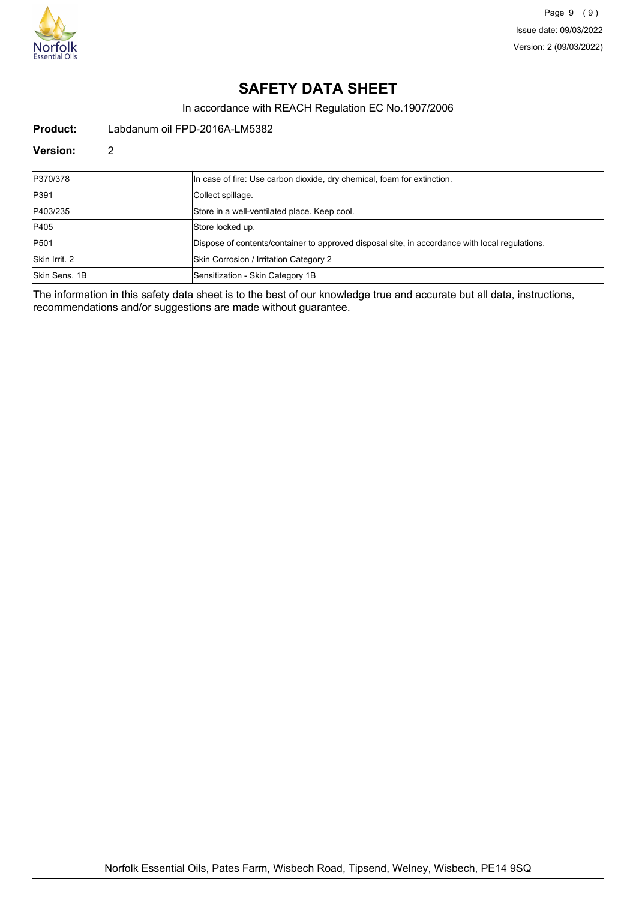# SAFETY DATA SHEET

In accordance with REACH Regulation EC No.1907/2006

**Product:** Labdanum oil FPD-2016A-LM5382

**Version:** 2

| | |
|---|---|
| P370/378 | In case of fire: Use carbon dioxide, dry chemical, foam for extinction. |
| P391 | Collect spillage. |
| P403/235 | Store in a well-ventilated place. Keep cool. |
| P405 | Store locked up. |
| P501 | Dispose of contents/container to approved disposal site, in accordance with local regulations. |
| Skin Irrit. 2 | Skin Corrosion / Irritation Category 2 |
| Skin Sens. 1B | Sensitization - Skin Category 1B |

The information in this safety data sheet is to the best of our knowledge true and accurate but all data, instructions, recommendations and/or suggestions are made without guarantee.